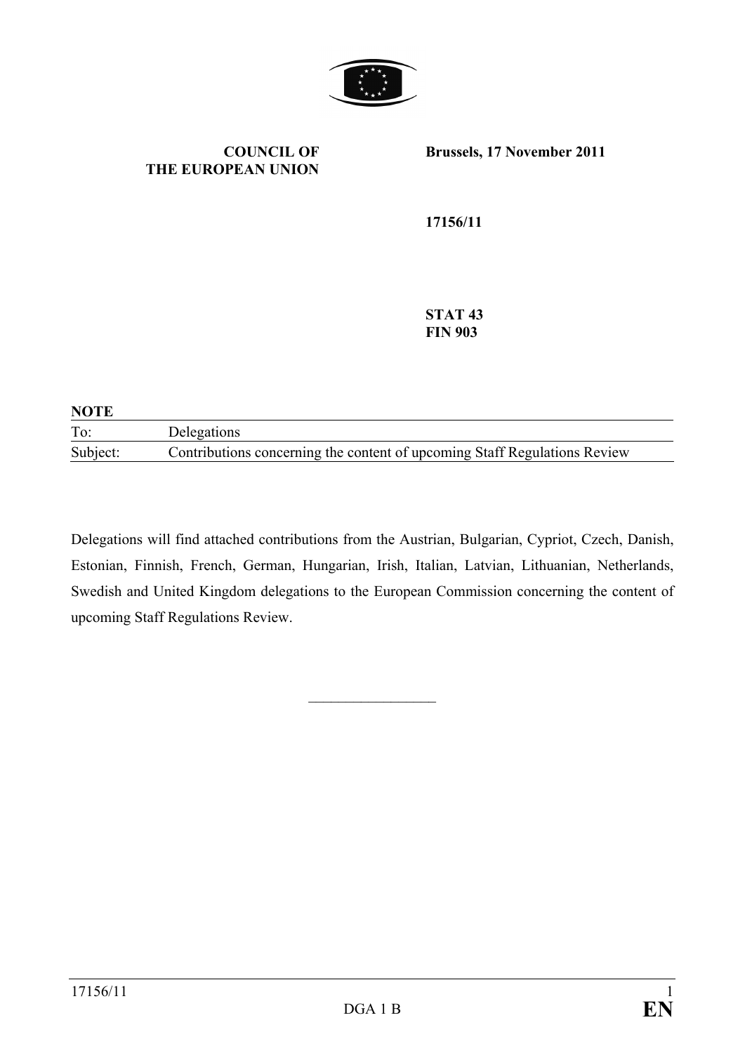**COUNCIL OF THE EUROPEAN UNION**

**Brussels, 17 November 2011**

**17156/11**

**STAT 43**
**FIN 903**

**NOTE**

| | |
|---|---|
| To: | Delegations |
| Subject: | Contributions concerning the content of upcoming Staff Regulations Review |

Delegations will find attached contributions from the Austrian, Bulgarian, Cypriot, Czech, Danish, Estonian, Finnish, French, German, Hungarian, Irish, Italian, Latvian, Lithuanian, Netherlands, Swedish and United Kingdom delegations to the European Commission concerning the content of upcoming Staff Regulations Review.

\_\_\_\_\_\_\_\_\_\_\_\_\_\_\_\_\_\_\_\_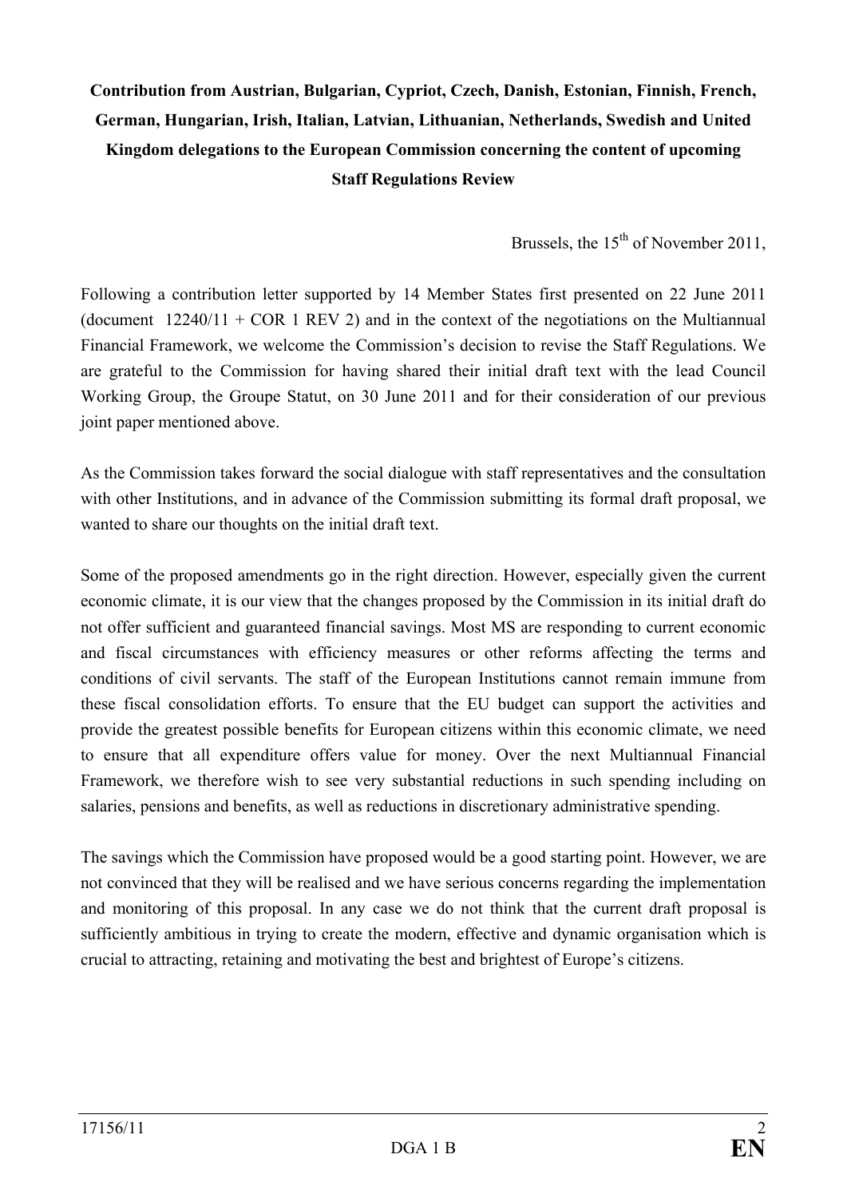**Contribution from Austrian, Bulgarian, Cypriot, Czech, Danish, Estonian, Finnish, French, German, Hungarian, Irish, Italian, Latvian, Lithuanian, Netherlands, Swedish and United Kingdom delegations to the European Commission concerning the content of upcoming Staff Regulations Review**

Brussels, the 15th of November 2011,

Following a contribution letter supported by 14 Member States first presented on 22 June 2011 (document 12240/11 + COR 1 REV 2) and in the context of the negotiations on the Multiannual Financial Framework, we welcome the Commission's decision to revise the Staff Regulations. We are grateful to the Commission for having shared their initial draft text with the lead Council Working Group, the Groupe Statut, on 30 June 2011 and for their consideration of our previous joint paper mentioned above.

As the Commission takes forward the social dialogue with staff representatives and the consultation with other Institutions, and in advance of the Commission submitting its formal draft proposal, we wanted to share our thoughts on the initial draft text.

Some of the proposed amendments go in the right direction. However, especially given the current economic climate, it is our view that the changes proposed by the Commission in its initial draft do not offer sufficient and guaranteed financial savings. Most MS are responding to current economic and fiscal circumstances with efficiency measures or other reforms affecting the terms and conditions of civil servants. The staff of the European Institutions cannot remain immune from these fiscal consolidation efforts. To ensure that the EU budget can support the activities and provide the greatest possible benefits for European citizens within this economic climate, we need to ensure that all expenditure offers value for money. Over the next Multiannual Financial Framework, we therefore wish to see very substantial reductions in such spending including on salaries, pensions and benefits, as well as reductions in discretionary administrative spending.

The savings which the Commission have proposed would be a good starting point. However, we are not convinced that they will be realised and we have serious concerns regarding the implementation and monitoring of this proposal. In any case we do not think that the current draft proposal is sufficiently ambitious in trying to create the modern, effective and dynamic organisation which is crucial to attracting, retaining and motivating the best and brightest of Europe's citizens.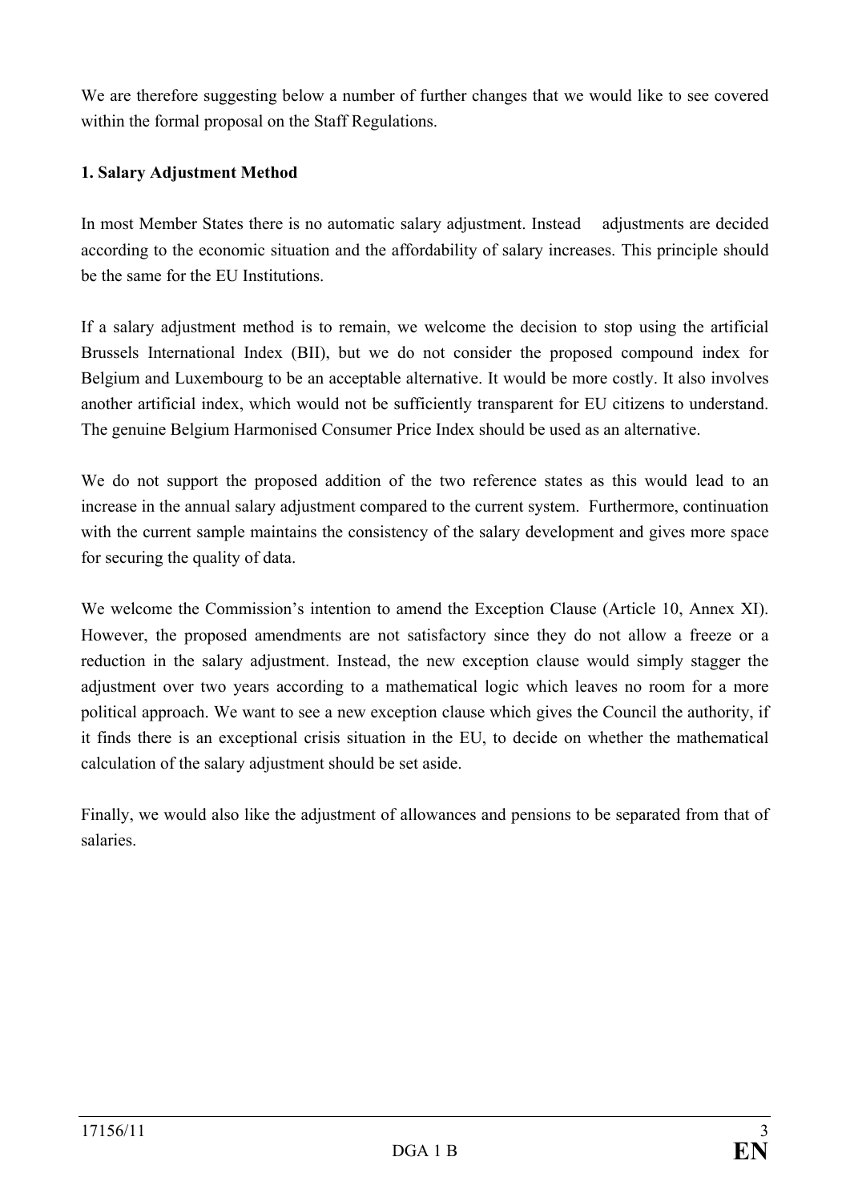We are therefore suggesting below a number of further changes that we would like to see covered within the formal proposal on the Staff Regulations.

**1. Salary Adjustment Method**

In most Member States there is no automatic salary adjustment. Instead adjustments are decided according to the economic situation and the affordability of salary increases. This principle should be the same for the EU Institutions.

If a salary adjustment method is to remain, we welcome the decision to stop using the artificial Brussels International Index (BII), but we do not consider the proposed compound index for Belgium and Luxembourg to be an acceptable alternative. It would be more costly. It also involves another artificial index, which would not be sufficiently transparent for EU citizens to understand. The genuine Belgium Harmonised Consumer Price Index should be used as an alternative.

We do not support the proposed addition of the two reference states as this would lead to an increase in the annual salary adjustment compared to the current system. Furthermore, continuation with the current sample maintains the consistency of the salary development and gives more space for securing the quality of data.

We welcome the Commission's intention to amend the Exception Clause (Article 10, Annex XI). However, the proposed amendments are not satisfactory since they do not allow a freeze or a reduction in the salary adjustment. Instead, the new exception clause would simply stagger the adjustment over two years according to a mathematical logic which leaves no room for a more political approach. We want to see a new exception clause which gives the Council the authority, if it finds there is an exceptional crisis situation in the EU, to decide on whether the mathematical calculation of the salary adjustment should be set aside.

Finally, we would also like the adjustment of allowances and pensions to be separated from that of salaries.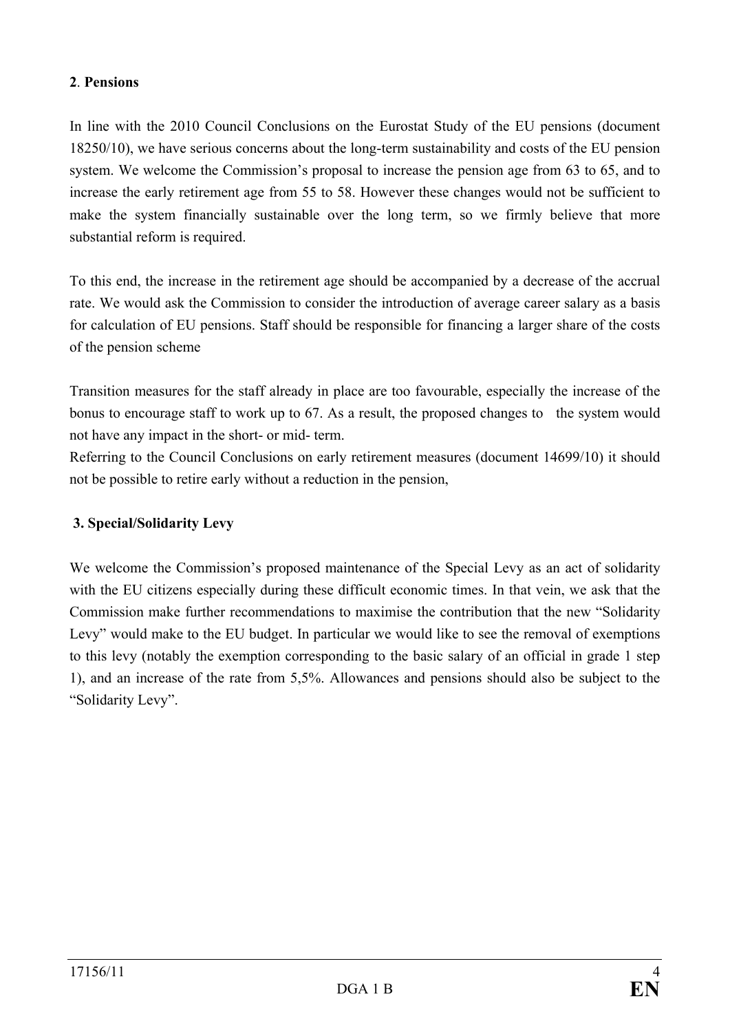**2**. **Pensions**

In line with the 2010 Council Conclusions on the Eurostat Study of the EU pensions (document 18250/10), we have serious concerns about the long-term sustainability and costs of the EU pension system. We welcome the Commission's proposal to increase the pension age from 63 to 65, and to increase the early retirement age from 55 to 58. However these changes would not be sufficient to make the system financially sustainable over the long term, so we firmly believe that more substantial reform is required.

To this end, the increase in the retirement age should be accompanied by a decrease of the accrual rate. We would ask the Commission to consider the introduction of average career salary as a basis for calculation of EU pensions. Staff should be responsible for financing a larger share of the costs of the pension scheme

Transition measures for the staff already in place are too favourable, especially the increase of the bonus to encourage staff to work up to 67. As a result, the proposed changes to the system would not have any impact in the short- or mid- term.

Referring to the Council Conclusions on early retirement measures (document 14699/10) it should not be possible to retire early without a reduction in the pension,

**3. Special/Solidarity Levy**

We welcome the Commission's proposed maintenance of the Special Levy as an act of solidarity with the EU citizens especially during these difficult economic times. In that vein, we ask that the Commission make further recommendations to maximise the contribution that the new "Solidarity Levy" would make to the EU budget. In particular we would like to see the removal of exemptions to this levy (notably the exemption corresponding to the basic salary of an official in grade 1 step 1), and an increase of the rate from 5,5%. Allowances and pensions should also be subject to the "Solidarity Levy".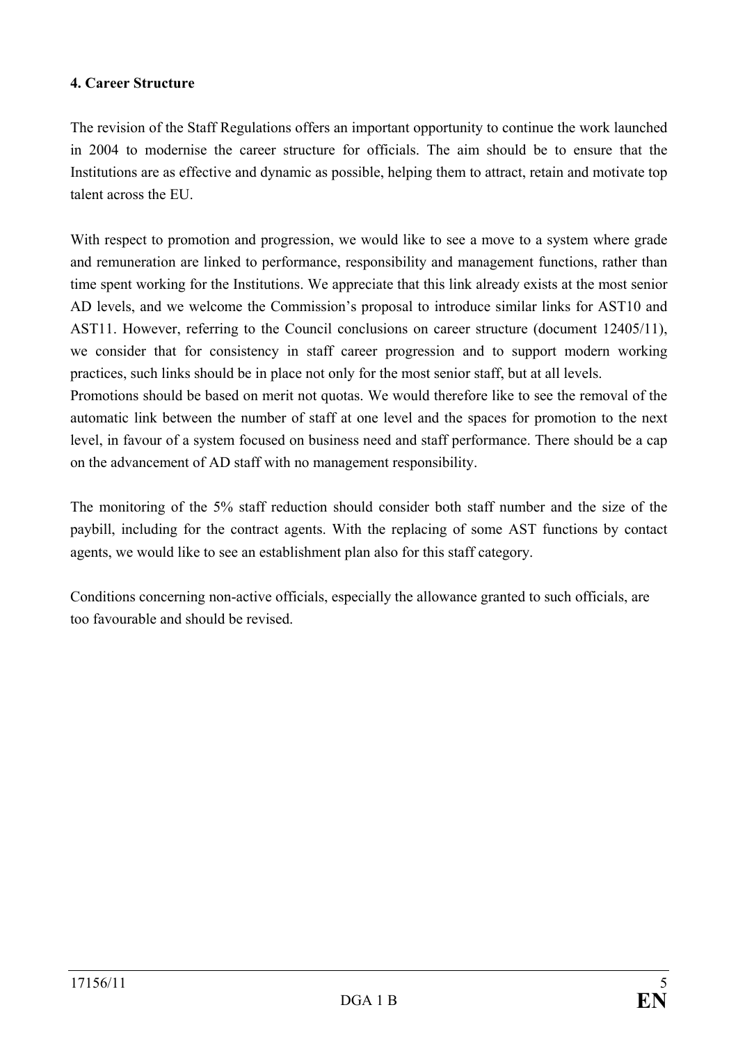**4. Career Structure**

The revision of the Staff Regulations offers an important opportunity to continue the work launched in 2004 to modernise the career structure for officials. The aim should be to ensure that the Institutions are as effective and dynamic as possible, helping them to attract, retain and motivate top talent across the EU.

With respect to promotion and progression, we would like to see a move to a system where grade and remuneration are linked to performance, responsibility and management functions, rather than time spent working for the Institutions. We appreciate that this link already exists at the most senior AD levels, and we welcome the Commission's proposal to introduce similar links for AST10 and AST11. However, referring to the Council conclusions on career structure (document 12405/11), we consider that for consistency in staff career progression and to support modern working practices, such links should be in place not only for the most senior staff, but at all levels.

Promotions should be based on merit not quotas. We would therefore like to see the removal of the automatic link between the number of staff at one level and the spaces for promotion to the next level, in favour of a system focused on business need and staff performance. There should be a cap on the advancement of AD staff with no management responsibility.

The monitoring of the 5% staff reduction should consider both staff number and the size of the paybill, including for the contract agents. With the replacing of some AST functions by contact agents, we would like to see an establishment plan also for this staff category.

Conditions concerning non-active officials, especially the allowance granted to such officials, are too favourable and should be revised.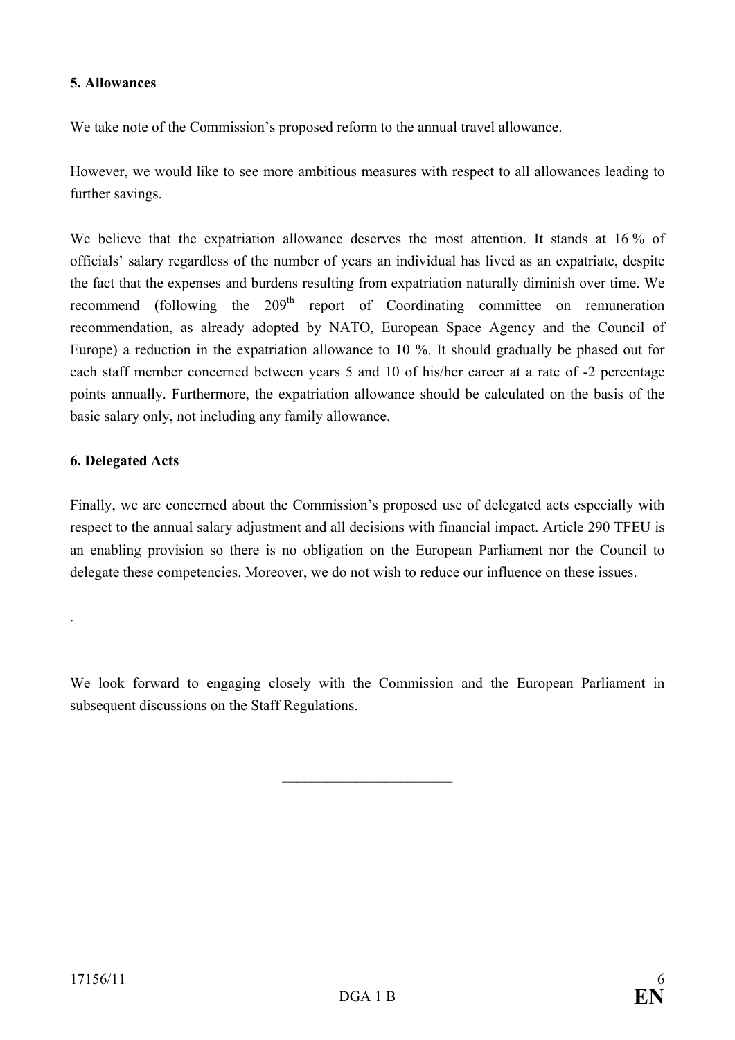**5. Allowances**

We take note of the Commission's proposed reform to the annual travel allowance.

However, we would like to see more ambitious measures with respect to all allowances leading to further savings.

We believe that the expatriation allowance deserves the most attention. It stands at 16 % of officials' salary regardless of the number of years an individual has lived as an expatriate, despite the fact that the expenses and burdens resulting from expatriation naturally diminish over time. We recommend (following the 209th report of Coordinating committee on remuneration recommendation, as already adopted by NATO, European Space Agency and the Council of Europe) a reduction in the expatriation allowance to 10 %. It should gradually be phased out for each staff member concerned between years 5 and 10 of his/her career at a rate of -2 percentage points annually. Furthermore, the expatriation allowance should be calculated on the basis of the basic salary only, not including any family allowance.

**6. Delegated Acts**

Finally, we are concerned about the Commission's proposed use of delegated acts especially with respect to the annual salary adjustment and all decisions with financial impact. Article 290 TFEU is an enabling provision so there is no obligation on the European Parliament nor the Council to delegate these competencies. Moreover, we do not wish to reduce our influence on these issues.

.

We look forward to engaging closely with the Commission and the European Parliament in subsequent discussions on the Staff Regulations.

\_\_\_\_\_\_\_\_\_\_\_\_\_\_\_\_\_\_\_\_\_\_\_\_